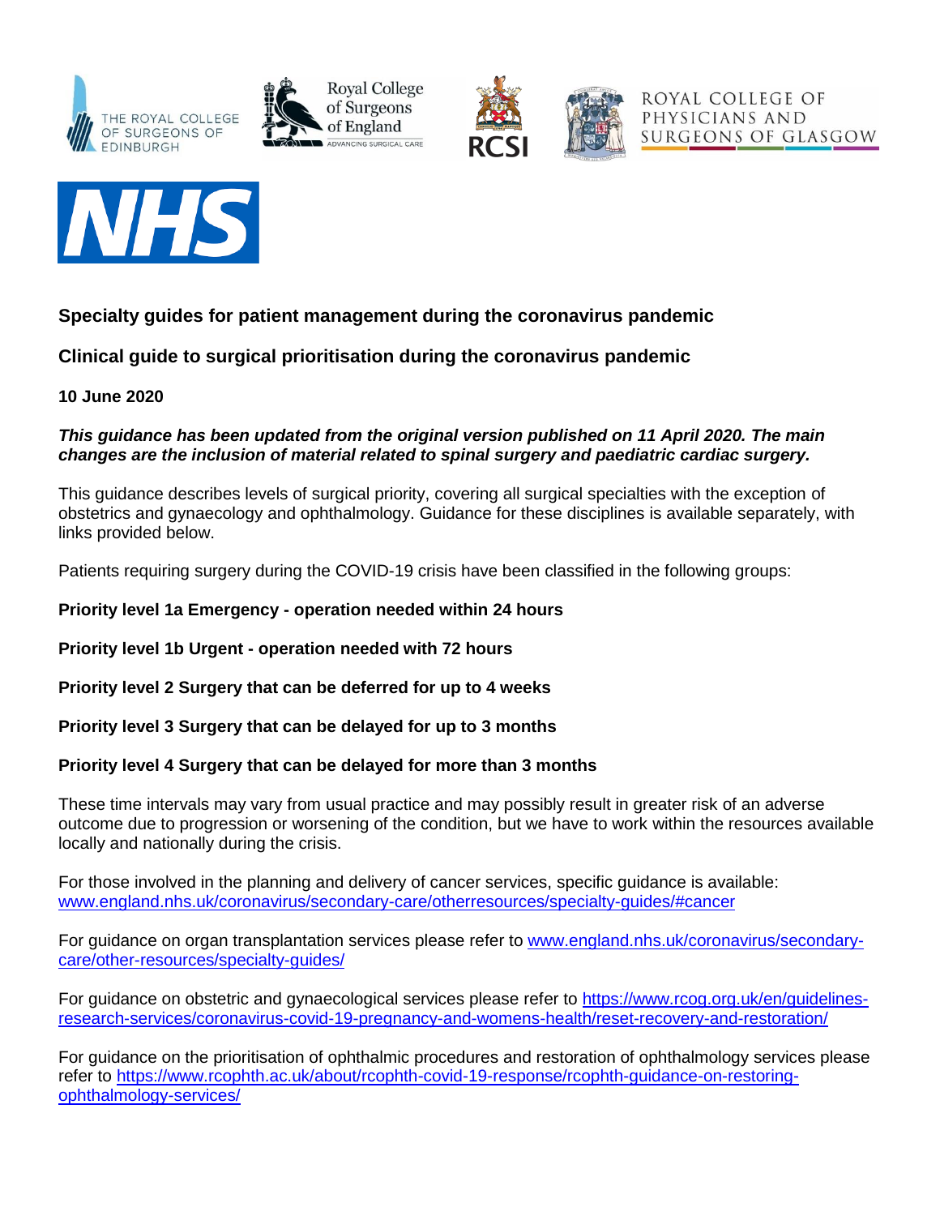# Specialty guides for patient management during the coronavirus pandemic

## Clinical guide to surgical prioritisation during the coronavirus pandemic

**10 June 2020**

***This guidance has been updated from the original version published on 11 April 2020. The main changes are the inclusion of material related to spinal surgery and paediatric cardiac surgery.***

This guidance describes levels of surgical priority, covering all surgical specialties with the exception of obstetrics and gynaecology and ophthalmology. Guidance for these disciplines is available separately, with links provided below.

Patients requiring surgery during the COVID-19 crisis have been classified in the following groups:

**Priority level 1a Emergency - operation needed within 24 hours**

**Priority level 1b Urgent - operation needed with 72 hours**

**Priority level 2 Surgery that can be deferred for up to 4 weeks**

**Priority level 3 Surgery that can be delayed for up to 3 months**

**Priority level 4 Surgery that can be delayed for more than 3 months**

These time intervals may vary from usual practice and may possibly result in greater risk of an adverse outcome due to progression or worsening of the condition, but we have to work within the resources available locally and nationally during the crisis.

For those involved in the planning and delivery of cancer services, specific guidance is available: www.england.nhs.uk/coronavirus/secondary-care/otherresources/specialty-guides/#cancer

For guidance on organ transplantation services please refer to www.england.nhs.uk/coronavirus/secondary-care/other-resources/specialty-guides/

For guidance on obstetric and gynaecological services please refer to https://www.rcog.org.uk/en/guidelines-research-services/coronavirus-covid-19-pregnancy-and-womens-health/reset-recovery-and-restoration/

For guidance on the prioritisation of ophthalmic procedures and restoration of ophthalmology services please refer to https://www.rcophth.ac.uk/about/rcophth-covid-19-response/rcophth-guidance-on-restoring-ophthalmology-services/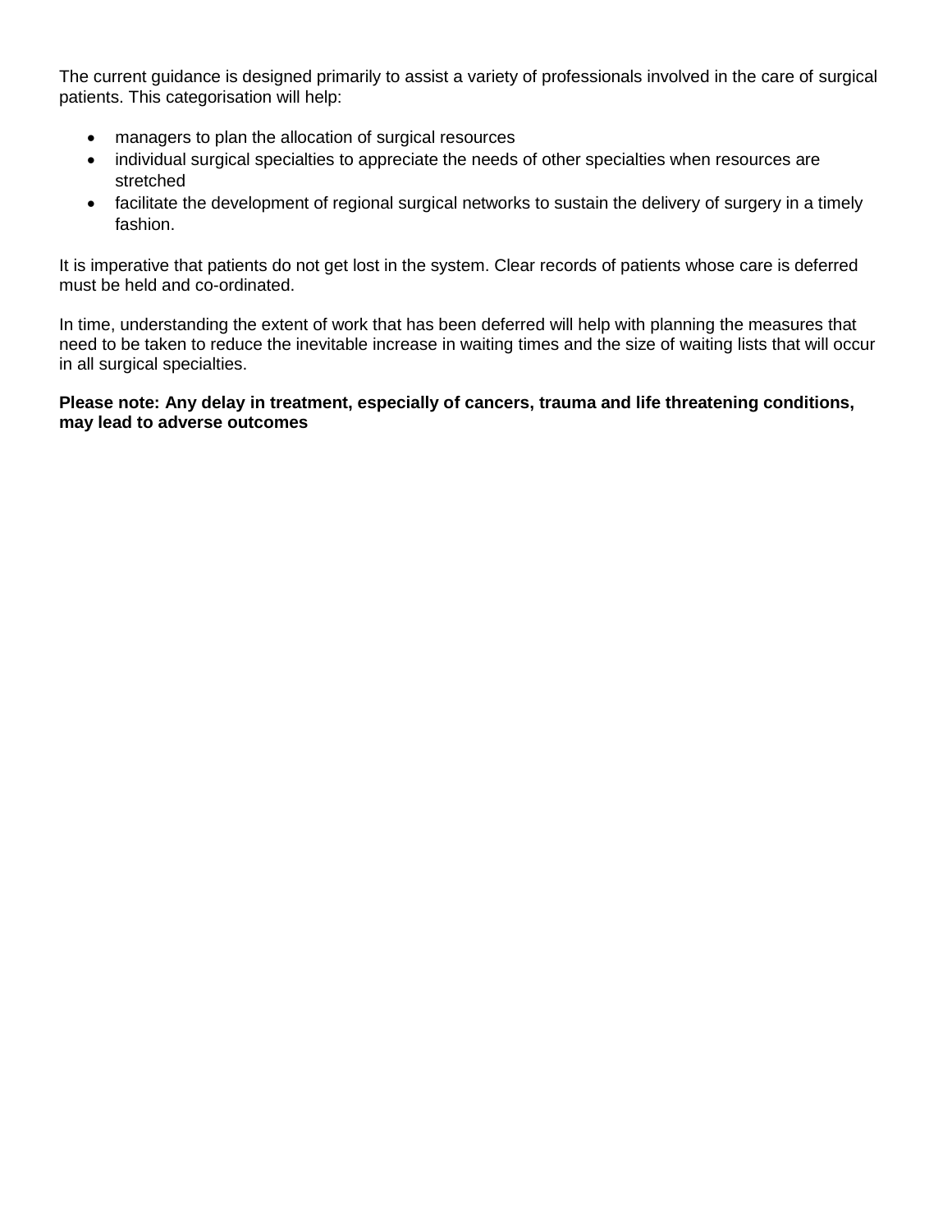The current guidance is designed primarily to assist a variety of professionals involved in the care of surgical patients. This categorisation will help:

- managers to plan the allocation of surgical resources
- individual surgical specialties to appreciate the needs of other specialties when resources are stretched
- facilitate the development of regional surgical networks to sustain the delivery of surgery in a timely fashion.

It is imperative that patients do not get lost in the system. Clear records of patients whose care is deferred must be held and co-ordinated.

In time, understanding the extent of work that has been deferred will help with planning the measures that need to be taken to reduce the inevitable increase in waiting times and the size of waiting lists that will occur in all surgical specialties.

**Please note: Any delay in treatment, especially of cancers, trauma and life threatening conditions, may lead to adverse outcomes**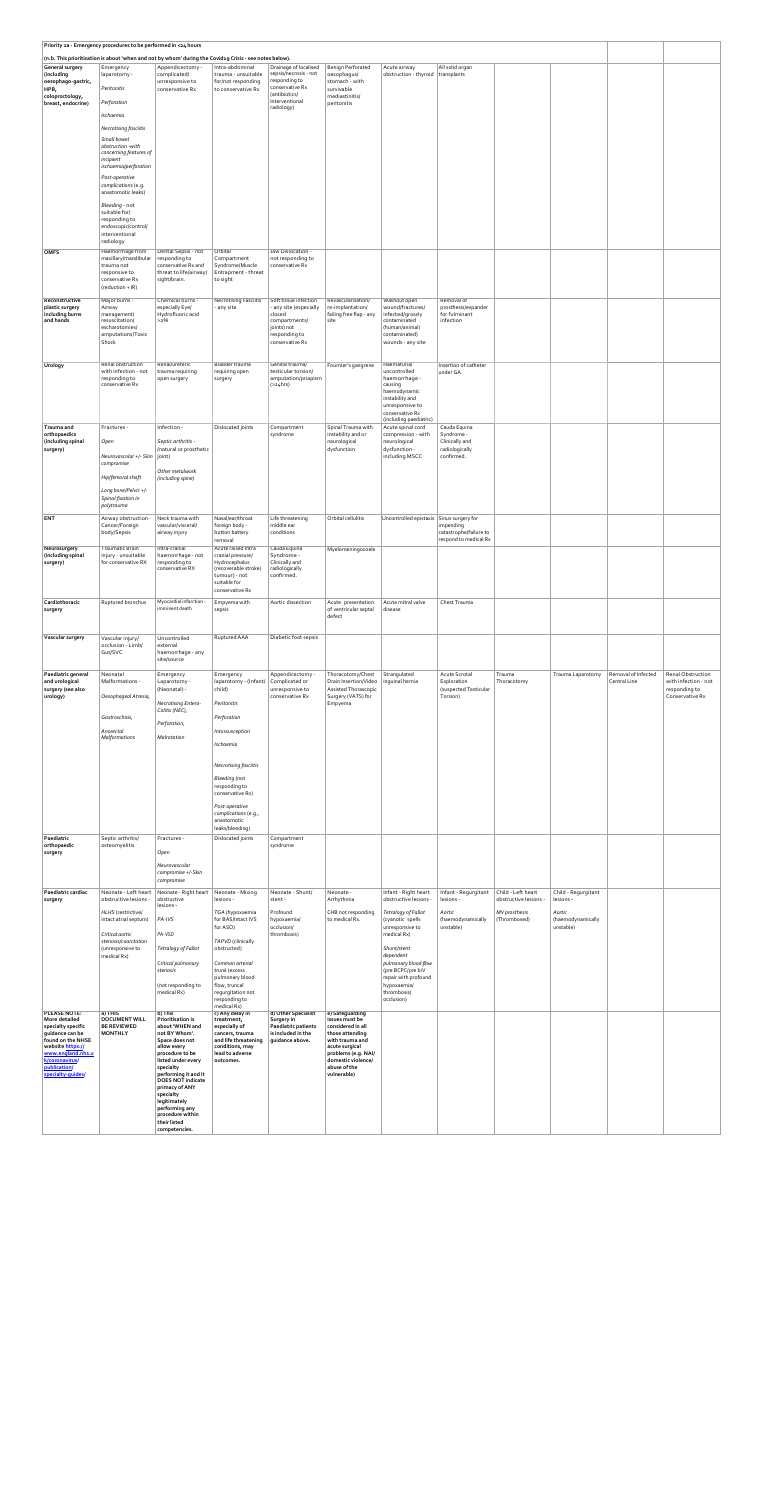**Priority 1a - Emergency procedures to be performed in <24 hours**

(n.b. This prioritisation is about 'when and not by whom' during the Covid19 Crisis - see notes below).

| | | | | | | | | | | | |
|---|---|---|---|---|---|---|---|---|---|---|---|
| **General surgery (including oesophago-gastric, HPB, coloproctology, breast, endocrine)** | Emergency laparotomy - *Peritonitis* *Perforation* *Ischaemia* *Necrotising fasciitis* *Small bowel obstruction -with concerning features of incipient ischaemia/perforation* *Post-operative complications (e.g. anastomotic leaks)* *Bleeding - not suitable for/ responding to endoscopic/control/ interventional radiology* | Appendicectomy - complicated/ unresponsive to conservative Rx | Intra-abdominal trauma - unsuitable for/not responding to conservative Rx | Drainage of localised sepsis/necrosis - not responding to conservative Rx (antibiotics/ Interventional radiology) | Benign Perforated oesophagus/ stomach - with survivable mediastinitis/ peritonitis | Acute airway obstruction - thyroid | All solid organ transplants | | | | |
| **OMFS** | Haemorrhage from maxillary/mandibular trauma not responsive to conservative Rx (reduction + IR) | Dental Sepsis - not responding to conservative Rx and threat to life(airway)/ sight/brain. | Orbital Compartment Syndrome/Muscle Entrapment - threat to sight | Jaw Dislocation - not responding to conservative Rx | | | | | | | |
| **Reconstructive plastic surgery including burns and hands** | Major burns - Airway management/ resuscitation/ escharotomies/ amputations/Toxic Shock | Chemical burns - especially Eye/ Hydrofluoric acid >1% | Necrotising Fasciitis - any site | Soft tissue infection - any site (especially closed compartments/ joints) not responding to conservative Rx | Revascularisation/ re-implantation/ failing free flap - any site | Washout open wound(fractures) infected/grossly contaminated (human/animal) contaminated) wounds - any site | Removal of prosthesis/expander for fulminant infection | | | | |
| **Urology** | Renal obstruction with infection - not responding to conservative Rx | Renal/ureteric trauma requiring open surgery | Bladder trauma requiring open surgery | Genital trauma/ testicular torsion/ amputation/priapism (<24hrs) | Fournier's gangrene | Haematuria uncontrolled haemorrhage - causing haemodynamic instability and unresponsive to conservative Rx (including paediatric) | Insertion of catheter under GA | | | | |
| **Trauma and orthopaedics (including spinal surgery)** | Fractures - *Open* *Neurovascular +/- Skin compromise* *Hip/femoral shaft* *Long bone/Pelvic +/- Spinal fixation in polytrauma* | Infection - *Septic arthritis - (natural or prosthetic joint)* *Other metalwork (including spine)* | Dislocated joints | Compartment syndrome | Spinal Trauma with instability and or neurological dysfunction | Acute spinal cord compression - with neurological dysfunction - including MSCC | Cauda Equina Syndrome - Clinically and radiologically confirmed. | | | | |
| **ENT** | Airway obstruction - Cancer/Foreign body/Sepsis | Neck trauma with vascular/visceral/ airway injury | Nasal/ear/throat foreign body - button battery removal | Life threatening middle ear conditions | Orbital cellulitis | Uncontrolled epistaxis | Sinus surgery for impending catastrophe/failure to respond to medical Rx | | | | |
| **Neurosurgery (including spinal surgery)** | Traumatic brain injury - unsuitable for conservative RX | Intra-cranial haemorrhage - not responding to conservative RX | Acute raised intra cranial pressure/ Hydrocephalus (recoverable stroke/ tumour) - not suitable for conservative Rx | Cauda Equina Syndrome - Clinically and radiologically confirmed. | Myelomeningocoele | | | | | | |
| **Cardiothoracic surgery** | Ruptured bronchus | Myocardial infarction - imminent death | Empyema with sepsis | Aortic dissection | Acute presentation of ventricular septal defect | Acute mitral valve disease | Chest Trauma | | | | |
| **Vascular surgery** | Vascular injury/ occlusion - Limb/ Gut/SVC | Uncontrolled external haemorrhage - any site/source | Ruptured AAA | Diabetic foot sepsis | | | | | | | |
| **Paediatric general and urological surgery (see also urology)** | Neonatal Malformations - *Oesophageal Atresia,* *Gastroschisis,* *Anorectal Malformations* | Emergency Laparotomy - (Neonatal) - *Necrotising Entero-Colitis (NEC),* *Perforation,* *Malrotation* | Emergency laparotomy - (Infant/ child) *Peritonitis* *Perforation* *Intussusception* *Ischaemia* *Necrotising fasciitis* *Bleeding (not responding to conservative Rx)* *Post-operative complications (e.g., anastomotic leaks/bleeding)* | Appendicectomy - Complicated or unresponsive to conservative Rx | Thoracotomy/Chest Drain Insertion/Video Assisted Thoracoscopic Surgery (VATS) for Empyema | Strangulated inguinal hernia | Acute Scrotal Exploration (suspected Testicular Torsion) | Trauma Thoracotomy | Trauma Laparotomy | Removal of Infected Central Line | Renal Obstruction with infection - not responding to Conservative Rx |
| **Paediatric orthopaedic surgery** | Septic arthritis/ osteomyelitis | Fractures - *Open* *Neurovascular compromise +/- Skin compromise* | Dislocated joints | Compartment syndrome | | | | | | | |
| **Paediatric cardiac surgery** | Neonate - Left heart obstructive lesions - *HLHS (restrictive/ intact atrial septum)* *Critical aortic stenosis/coarctation (unresponsive to medical Rx)* | Neonate - Right heart obstructive lesions - *PA-IVS* *PA-VSD* *Tetralogy of Fallot* *Critical pulmonary stenosis* *(not responding to medical Rx)* | Neonate - Mixing lesions - *TGA (hypoxaemia for BAS/intact IVS for ASO)* *TAPVD (clinically obstructed)* *Common arterial trunk (excess pulmonary blood flow, truncal regurgitation not responding to medical Rx)* | Neonate - Shunt/ stent - *Profound hypoxaemia/ occlusion/ thrombosis)* | Neonate - Arrhythmia *CHB not responding to medical Rx.* | Infant - Right heart obstructive lesions - *Tetralogy of Fallot (cyanotic spells unresponsive to medical Rx)* *Shunt/stent dependent pulmonary blood flow (pre BCPC/pre biV repair with profound hypoxaemia/ thrombosis/ occlusion)* | Infant - Regurgitant lesions - *Aortic (haemodynamically unstable)* | Child - Left heart obstructive lesions - *MV prosthesis (Thrombosed)* | Child - Regurgitant lesions - *Aortic (haemodynamically unstable)* | | |
| **PLEASE NOTE: More detailed specialty specific guidance can be found on the NHSE website https:// www.england.nhs.u k/coronavirus/ publication/ specialty-guides/** | **a) THIS DOCUMENT WILL BE REVIEWED MONTHLY** | **b) This Prioritisation is about 'WHEN and not BY Whom'. Space does not allow every procedure to be listed under every specialty performing it and it DOES NOT indicate primacy of ANY specialty legitimately performing any procedure within their listed competencies.** | **c) Any delay in treatment, especially of cancers, trauma and life threatening conditions, may lead to adverse outcomes.** | **d) Other specialist Surgery in Paediatric patients is included in the guidance above.** | **e) Safeguarding issues must be considered in all those attending with trauma and acute surgical problems (e.g. NAI/ domestic violence/ abuse of the vulnerable).** | | | | | | |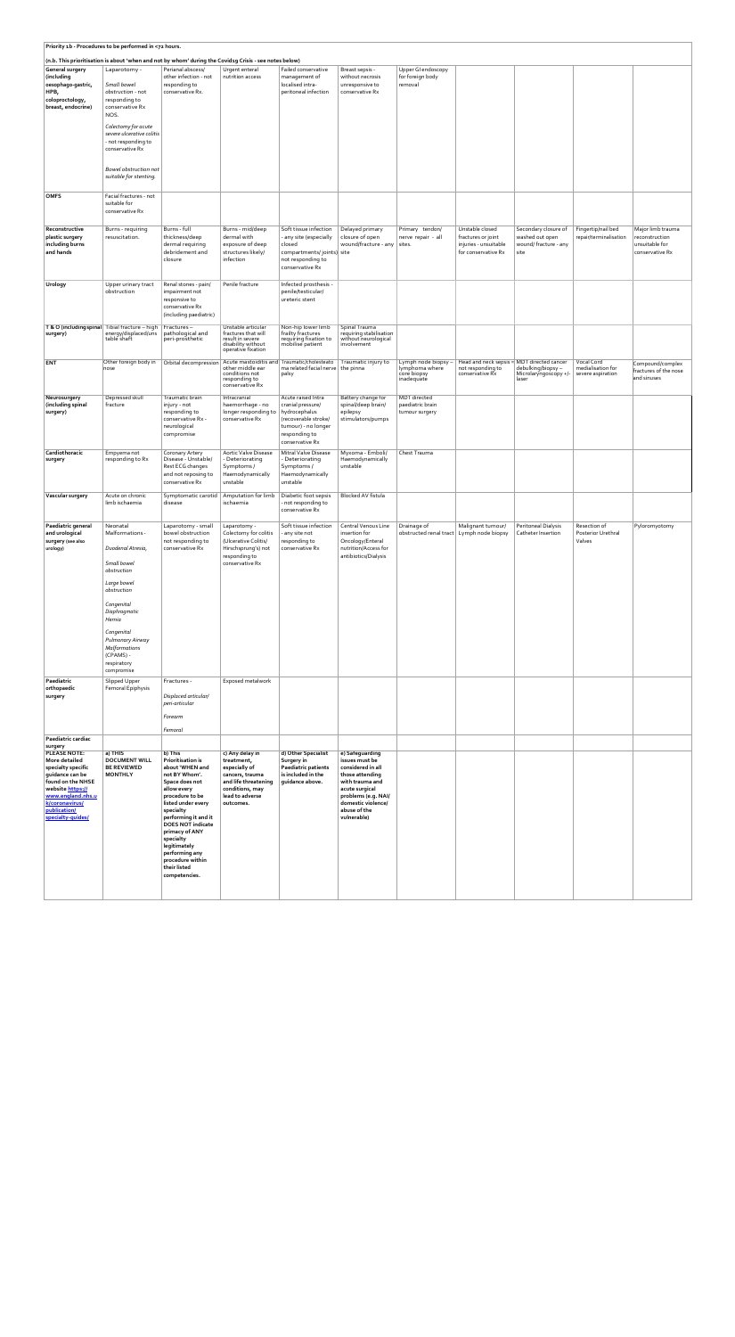**Priority 1b - Procedures to be performed in <72 hours.**

**(n.b. This prioritisation is about 'when and not by whom' during the Covid19 Crisis - see notes below)**

| | | | | | | | | | | |
|---|---|---|---|---|---|---|---|---|---|---|
| **General surgery (including oesophago-gastric, HPB, coloproctology, breast, endocrine)** | Laparotomy - *Small bowel obstruction* - not responding to conservative Rx NOS. *Colectomy for acute severe ulcerative colitis* - not responding to conservative Rx *Bowel obstruction not suitable for stenting.* | Perianal abscess/ other infection - not responding to conservative Rx. | Urgent enteral nutrition access | Failed conservative management of localised intra-peritoneal infection | Breast sepsis - without necrosis unresponsive to conservative Rx | Upper GI endoscopy for foreign body removal | | | | |
| **OMFS** | Facial fractures - not suitable for conservative Rx | | | | | | | | | |
| **Reconstructive plastic surgery including burns and hands** | Burns - requiring resuscitation. | Burns - full thickness/deep dermal requiring debridement and closure | Burns - mid/deep dermal with exposure of deep structures likely/ infection | Soft tissue infection - any site (especially closed compartments/ joints) not responding to conservative Rx | Delayed primary closure of open wound/fracture - any site | Primary tendon/ nerve repair - all sites. | Unstable closed fractures or joint injuries - unsuitable for conservative Rx | Secondary closure of washed out open wound/ fracture - any site | Fingertip/nail bed repair/terminalisation | Major limb trauma reconstruction unsuitable for conservative Rx |
| **Urology** | Upper urinary tract obstruction | Renal stones - pain/ impairment not responsive to conservative Rx (including paediatric) | Penile fracture | Infected prosthesis - penile/testicular/ ureteric stent | | | | | | |
| **T & O (including spinal surgery)** | Tibial fracture – high energy/displaced/uns table shaft | Fractures – pathological and peri-prosthetic | Unstable articular fractures that will result in severe disability without operative fixation | Non-hip lower limb frailty fractures requiring fixation to mobilise patient | Spinal Trauma requiring stabilisation without neurological involvement | | | | | |
| **ENT** | Other foreign body in nose | Orbital decompression | Acute mastoiditis and other middle ear conditions not responding to conservative Rx | Traumatic/cholesteatoma related facial nerve palsy | Traumatic injury to the pinna | Lymph node biopsy – lymphoma where core biopsy inadequate | Head and neck sepsis – not responding to conservative Rx | MDT directed cancer debulking/biopsy – Microlaryngoscopy +/- laser | Vocal Cord medialisation for severe aspiration | Compound/complex fractures of the nose and sinuses |
| **Neurosurgery (including spinal surgery)** | Depressed skull fracture | Traumatic brain injury - not responding to conservative Rx - neurological compromise | Intracranial haemorrhage - no longer responding to conservative Rx | Acute raised intra cranial pressure/ hydrocephalus (recoverable stroke/ tumour) - no longer responding to conservative Rx | Battery change for spinal/deep brain/ epilepsy stimulators/pumps | MDT directed paediatric brain tumour surgery | | | | |
| **Cardiothoracic surgery** | Empyema not responding to Rx | Coronary Artery Disease - Unstable/ Rest ECG changes and not reposing to conservative Rx | Aortic Valve Disease - Deteriorating Symptoms / Haemodynamically unstable | Mitral Valve Disease - Deteriorating Symptoms / Haemodynamically unstable | Myxoma - Emboli/ Haemodynamically unstable | Chest Trauma | | | | |
| **Vascular surgery** | Acute on chronic limb ischaemia | Symptomatic carotid disease | Amputation for limb ischaemia | Diabetic foot sepsis - not responding to conservative Rx | Blocked AV fistula | | | | | |
| **Paediatric general and urological surgery (see also urology)** | Neonatal Malformations - *Duodenal Atresia, Small bowel obstruction, Large bowel obstruction, Congenital Diaphragmatic Hernia, Congenital Pulmonary Airway Malformations* (CPAMS) - respiratory compromise | Laparotomy - small bowel obstruction not responding to conservative Rx | Laparotomy - Colectomy for colitis (Ulcerative Colitis/ Hirschsprung's) not responding to conservative Rx | Soft tissue infection - any site not responding to conservative Rx | Central Venous Line insertion for Oncology/Enteral nutrition/Access for antibiotics/Dialysis | Drainage of obstructed renal tract | Malignant tumour/ Lymph node biopsy | Peritoneal Dialysis Catheter Insertion | Resection of Posterior Urethral Valves | Pyloromyotomy |
| **Paediatric orthopaedic surgery** | Slipped Upper Femoral Epiphysis | Fractures - *Displaced articular/ peri-articular, Forearm, Femoral* | Exposed metalwork | | | | | | | |
| **Paediatric cardiac surgery** | | | | | | | | | | |
| **PLEASE NOTE: More detailed specialty specific guidance can be found on the NHSE website https://www.england.nhs.uk/coronavirus/publication/specialty-guides/** | **a) THIS DOCUMENT WILL BE REVIEWED MONTHLY** | **b) This Prioritisation is about 'WHEN and not BY Whom'. Space does not allow every procedure to be listed under every specialty performing it and it DOES NOT indicate primacy of ANY specialty legitimately performing any procedure within their listed competencies.** | **c) Any delay in treatment, especially of cancers, trauma and life threatening conditions, may lead to adverse outcomes.** | **d) Other Specialist Surgery in Paediatric patients is included in the guidance above.** | **e) Safeguarding issues must be considered in all those attending with trauma and acute surgical problems (e.g. NAI/ domestic violence/ abuse of the vulnerable)** | | | | | |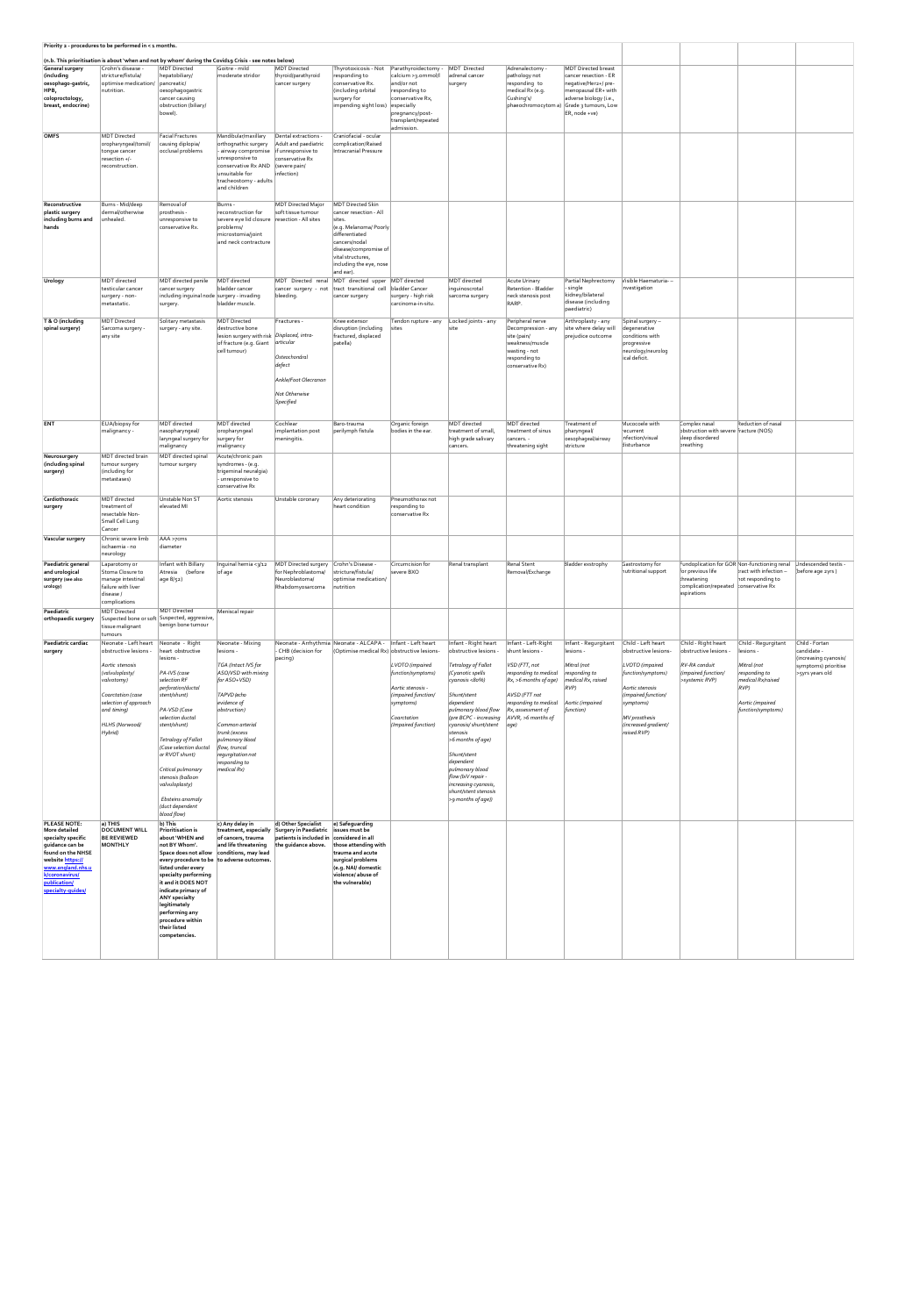**Priority 2 - procedures to be performed in < 1 month.**

**(n.b. This prioritisation is about 'when and not by whom' during the Covid19 Crisis - see notes below)**

| | | | | | | | | | | | | | |
|---|---|---|---|---|---|---|---|---|---|---|---|---|---|
| **General surgery (including oesophago-gastric, HPB, coloproctology, breast, endocrine)** | Crohn's disease - stricture/fistula/ optimise medication/ nutrition. | MDT Directed hepatobiliary/ pancreatic/ oesophagogastric cancer causing obstruction (biliary/ bowel). | Goitre - mild moderate stridor | MDT Directed thyroid/parathyroid cancer surgery | Thyrotoxicosis - Not responding to conservative Rx. (including orbital surgery for impending sight loss) | Parathyroidectomy - calcium >3.0mmol/l and/or not responding to conservative Rx, especially pregnancy/post-transplant/repeated admission. | MDT Directed adrenal cancer surgery | Adrenalectomy - pathology not responding to medical Rx (e.g. Cushing's/ phaeochromocytoma) | MDT Directed breast cancer resection - ER negative/Herz+/ pre-menopausal ER+ with adverse biology (i.e., Grade 3 tumours, Low ER, node +ve) | | | | |
| **OMFS** | MDT Directed oropharyngeal(tonsil/ tongue cancer resection +/- reconstruction. | Facial Fractures causing diplopia/ occlusal problems | Mandibular/maxillary orthognathic surgery - airway compromise unresponsive to conservative Rx AND unsuitable for tracheostomy - adults and children | Dental extractions - Adult and paediatric if unresponsive to conservative Rx (severe pain/ infection) | Craniofacial - ocular complication/Raised Intracranial Pressure | | | | | | | | |
| **Reconstructive plastic surgery including burns and hands** | Burns - Mid/deep dermal/otherwise unhealed. | Removal of prosthesis - unresponsive to conservative Rx. | Burns - reconstruction for severe eye lid closure problems/ microstomia/joint and neck contracture | MDT Directed Major soft tissue tumour resection - All sites | MDT Directed Skin cancer resection - All sites. (e.g. Melanoma/ Poorly differentiated cancers/nodal disease/compromise of vital structures, including the eye, nose and ear). | | | | | | | | |
| **Urology** | MDT directed testicular cancer surgery - non-metastatic. | MDT directed penile cancer surgery including inguinal node surgery. | MDT directed bladder cancer surgery - invading bladder muscle. | MDT Directed renal cancer surgery - not bleeding. | MDT directed upper tract transitional cell cancer surgery | MDT directed bladder Cancer surgery - high risk carcinoma-in-situ. | MDT directed inguinoscrotal sarcoma surgery | Acute Urinary Retention - Bladder neck stenosis post RARP. | Partial Nephrectomy - single kidney/bilateral disease (including paediatric) | Visible Haematuria- - investigation | | | |
| **T & O (including spinal surgery)** | MDT Directed Sarcoma surgery - any site | Solitary metastasis surgery - any site. | MDT Directed destructive bone lesion surgery with risk of fracture (e.g. Giant cell tumour) | Fractures - *Displaced, intra-articular* *Osteochondral defect* *Ankle/Foot Olecranon* *Not Otherwise Specified* | Knee extensor disruption (including fractured, displaced patella) | Tendon rupture - any sites | Locked joints - any site | Peripheral nerve Decompression - any site (pain/ weakness/muscle wasting - not responding to conservative Rx) | Arthroplasty - any site where delay will prejudice outcome | Spinal surgery - degenerative conditions with progressive neurology/neurological deficit. | | | |
| **ENT** | EUA/biopsy for malignancy - | MDT directed nasopharyngeal/ laryngeal surgery for malignancy | MDT directed oropharyngeal surgery for malignancy | Cochlear implantation post meningitis. | Baro-trauma perilymph fistula | Organic foreign bodies in the ear. | MDT directed treatment of small, high grade salivary cancers. | MDT directed treatment of sinus cancers. - threatening sight | Treatment of pharyngeal/ oesophageal/airway stricture | Mucocoele with recurrent infection/visual disturbance | Complex nasal obstruction with severe sleep disordered breathing | Reduction of nasal fracture (NOS) | |
| **Neurosurgery (including spinal surgery)** | MDT directed brain tumour surgery (including for metastases) | MDT directed spinal tumour surgery | Acute/chronic pain syndromes - (e.g. trigeminal neuralgia) - unresponsive to conservative Rx | | | | | | | | | | |
| **Cardiothoracic surgery** | MDT directed treatment of resectable Non-Small Cell Lung Cancer | Unstable Non ST elevated MI | Aortic stenosis | Unstable coronary | Any deteriorating heart condition | Pneumothorax not responding to conservative Rx | | | | | | | |
| **Vascular surgery** | Chronic severe limb ischaemia - no neurology | AAA >7cms diameter | | | | | | | | | | | |
| **Paediatric general and urological surgery (see also urology)** | Laparotomy or Stoma Closure to manage intestinal failure with liver disease / complications | Infant with Biliary Atresia (before age 8/52) | Inguinal hernia <3/12 of age | MDT Directed surgery for Nephroblastoma/ Neuroblastoma/ Rhabdomyosarcoma | Crohn's Disease - stricture/fistula/ optimise medication/ nutrition | Circumcision for severe BXO | Renal transplant | Renal Stent Removal/Exchange | Bladder exstrophy | Gastrostomy for nutritional support | Fundoplication for GOR for previous life threatening complication/repeated aspirations | Non-functioning renal tract with infection – not responding to conservative Rx | Undescended testis - (before age 2yrs) |
| **Paediatric orthopaedic surgery** | MDT Directed tissue malignant tumours | MDT Directed Suspected bone or soft Suspected, aggressive, benign bone tumour | Meniscal repair | | | | | | | | | | |
| **Paediatric cardiac surgery** | Neonate - Left heart obstructive lesions - *Aortic stenosis (valvuloplasty/ valvotomy)* *Coarctation (case selection of approach and timing)* *HLHS (Norwood/ Hybrid)* | Neonate - Right heart obstructive lesions - *PA-IVS (case selection RF perforation/ductal stent/shunt)* *PA-VSD (Case selection ductal stent/shunt)* *Tetralogy of Fallot (Case selection ductal or RVOT shunt)* *Critical pulmonary stenosis (balloon valvuloplasty)* *Ebsteins anomaly (duct dependent blood flow)* | Neonate - Mixing lesions - *TGA (Intact IVS for ASO/VSD with mixing for ASO+VSD)* *TAPVD (echo evidence of obstruction)* *Common arterial trunk (excess pulmonary blood flow, truncal regurgitation not responding to medical Rx)* | Neonate - Arrhythmia - CHB (decision for pacing) | Neonate - ALCAPA - (Optimise medical Rx) | Infant - Left heart obstructive lesions- *LVOTO (impaired function/symptoms)* *Aortic stenosis - (impaired function/ symptoms)* *Coarctation (impaired function)* | Infant - Right heart obstructive lesions - *Tetralogy of Fallot (Cyanotic spells cyanosis <80%)* *Shunt/stent dependent pulmonary blood flow (pre BCPC - increasing cyanosis/ shunt/stent stenosis >6 months of age)* *Shunt/stent dependent pulmonary blood flow (biV repair - increasing cyanosis, shunt/stent stenosis >9 months of age))* | Infant - Left-Right shunt lesions - *VSD (FTT, not responding to medical Rx, >6 months of age)* *AVSD (FTT not responding to medical Rx, assessment of AVVR, >6 months of age)* | Infant - Regurgitant lesions - *Mitral (not responding to medical Rx, raised RVP)* *Aortic (impaired function)* | Child - Left heart obstructive lesions- *LVOTO (impaired function/symptoms)* *Aortic stenosis (impaired function/ symptoms)* *MV prosthesis (increased gradient/ raised RVP)* | Child - Right heart obstructive lesions - *RV-RA conduit (impaired function/ >systemic RVP)* | Child - Regurgitant lesions - *Mitral (not responding to medical Rx/raised RVP)* *Aortic (impaired function/symptoms)* | Child - Fontan candidate - (increasing cyanosis/ symptoms) prioritise >5yrs years old |
| **PLEASE NOTE: More detailed specialty specific guidance can be found on the NHSE website https:// www.england.nhs.uk/coronavirus/ publication/ specialty-guides/** | **a) THIS DOCUMENT WILL BE REVIEWED MONTHLY** | **b) This Prioritisation is about 'WHEN and not BY Whom'. Space does not allow every procedure to be listed under every specialty performing it and it DOES NOT indicate primacy of ANY specialty legitimately performing any procedure within their listed competencies.** | **c) Any delay in treatment, especially of cancers, trauma and life threatening conditions, may lead to adverse outcomes.** | **d) Other Specialist Surgery in Paediatric patients is included in the guidance above.** | **e) Safeguarding issues must be considered in all those attending with trauma and acute surgical problems (e.g. NAI/ domestic violence/ abuse of the vulnerable)** | | | | | | | | |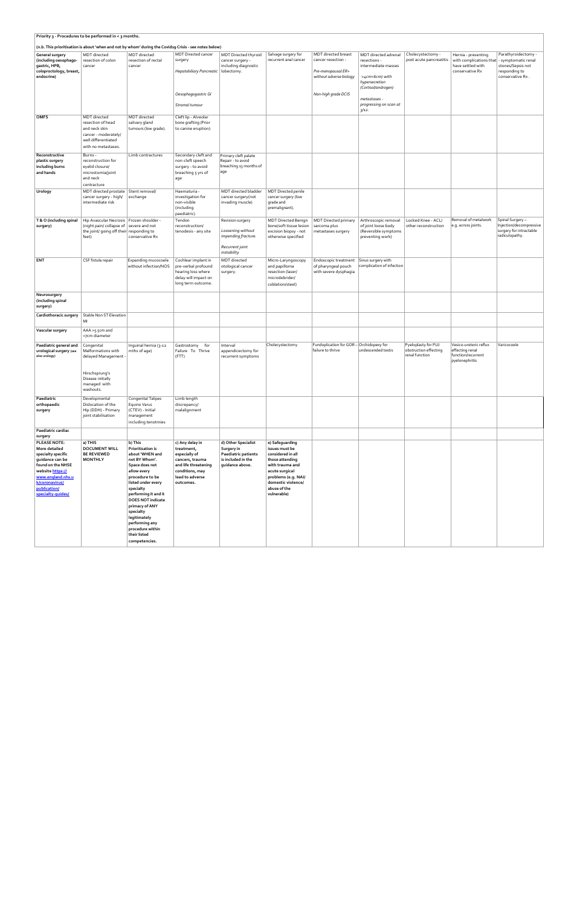**Priority 3 - Procedures to be performed in < 3 months.**

**(n.b. This prioritisation is about 'when and not by whom' during the Covid19 Crisis - see notes below)**

| | | | | | | | | | | |
|---|---|---|---|---|---|---|---|---|---|---|
| **General surgery (including oesophago-gastric, HPB, coloproctology, breast, endocrine)** | MDT directed resection of colon cancer | MDT directed resection of rectal cancer | MDT Directed cancer surgery<br>*Hepatobiliary Pancreatic*<br>*Oesophagogastric GI*<br>*Stromal tumour* | MDT Directed thyroid cancer surgery - including diagnostic lobectomy. | Salvage surgery for recurrent anal cancer | MDT directed breast cancer resection -<br>*Pre-menopausal ER+ without adverse biology*<br>*Non-high grade DCIS* | MDT directed adrenal resections - intermediate masses<br>*>4cm<6cm) with hypersecretion (Cortisol/androgen)*<br>*metastases - progressing on scan at 3/12.* | Cholecystectomy - post acute pancreatitis | Hernia - presenting with complications that have settled with conservative Rx | Parathyroidectomy - symptomatic renal stones/Sepsis not responding to conservative Rx. |
| **OMFS** | MDT directed resection of head and neck skin cancer - moderately/ well differentiated with no metastases. | MDT directed salivary gland tumours (low grade). | Cleft lip - Alveolar bone grafting (Prior to canine eruption) | | | | | | | |
| **Reconstructive plastic surgery including burns and hands** | Burns - reconstruction for eyelid closure/ microstomia/joint and neck contracture | Limb contractures | Secondary cleft and non-cleft speech surgery - to avoid breaching 5 yrs of age | Primary cleft palate Repair - to avoid breaching 13 months of age | | | | | | |
| **Urology** | MDT directed prostate cancer surgery - high/ intermediate risk | Stent removal/ exchange | Haematuria - investigation for non-visible (including paediatric) | MDT directed bladder cancer surgery(not invading muscle) | MDT Directed penile cancer surgery (low grade and premalignant). | | | | | |
| **T & O (including spinal surgery)** | Hip Avascular Necrosis (night pain/ collapse of the joint/ going off their feet) | Frozen shoulder - severe and not responding to conservative Rx | Tendon reconstruction/ tenodesis - any site | Revision surgery<br>*Loosening without impending fracture.*<br>*Recurrent joint instability* | MDT Directed Benign bone/soft tissue lesion excision biopsy - not otherwise specified | MDT Directed primary sarcoma plus metastases surgery | Arthroscopic removal of joint loose body (Reversible symptoms preventing work) | Locked Knee - ACL/ other reconstruction | Removal of metalwork e.g. across joints. | Spinal Surgery – Injection/decompressive surgery for intractable radiculopathy. |
| **ENT** | CSF fistula repair | Expanding mucocoele without infection/NOS | Cochlear implant in pre-verbal profound hearing loss where delay will impact on long term outcome. | MDT directed otological cancer surgery. | Micro-Laryngoscopy and papilloma resection (laser/ microdebrider/ coblation/steel) | Endoscopic treatment of pharyngeal pouch with severe dysphagia | Sinus surgery with complication of infection | | | |
| **Neurosurgery (including spinal surgery)** | | | | | | | | | | |
| **Cardiothoracic surgery** | Stable Non ST Elevation MI | | | | | | | | | |
| **Vascular surgery** | AAA >5.5cm and <7cm diameter | | | | | | | | | |
| **Paediatric general and urological surgery** (see also urology) | Congenital Malformations with delayed Management -<br>Hirschsprung's Disease initially managed with washouts. | Inguinal hernia (3-12 mths of age) | Gastrostomy for Failure To Thrive (FTT) | Interval appendicectomy for recurrent symptoms | Cholecystectomy | Fundoplication for GOR – failure to thrive | Orchidopexy for undescended testis | Pyeloplasty for PUJ obstruction effecting renal function | Vesico-ureteric reflux effecting renal function/recurrent pyelonephritis | Varicocoele |
| **Paediatric orthopaedic surgery** | Developmental Dislocation of the Hip (DDH) - Primary joint stabilisation | Congenital Talipes Equino Varus (CTEV) - Initial management including tenotmies | Limb length discrepancy/ malalignment | | | | | | | |
| **Paediatric cardiac surgery** | | | | | | | | | | |
| **PLEASE NOTE: More detailed specialty specific guidance can be found on the NHSE website https:// www.england.nhs.uk/coronavirus/ publication/ specialty-guides/** | **a) THIS DOCUMENT WILL BE REVIEWED MONTHLY** | **b) This Prioritisation is about 'WHEN and not BY Whom'. Space does not allow every procedure to be listed under every specialty performing it and it DOES NOT indicate primacy of ANY specialty legitimately performing any procedure within their listed competencies.** | **c) Any delay in treatment, especially of cancers, trauma and life threatening conditions, may lead to adverse outcomes.** | **d) Other Specialist Surgery in Paediatric patients is included in the guidance above.** | **e) Safeguarding issues must be considered in all those attending with trauma and acute surgical problems (e.g. NAI/ domestic violence/ abuse of the vulnerable)** | | | | | |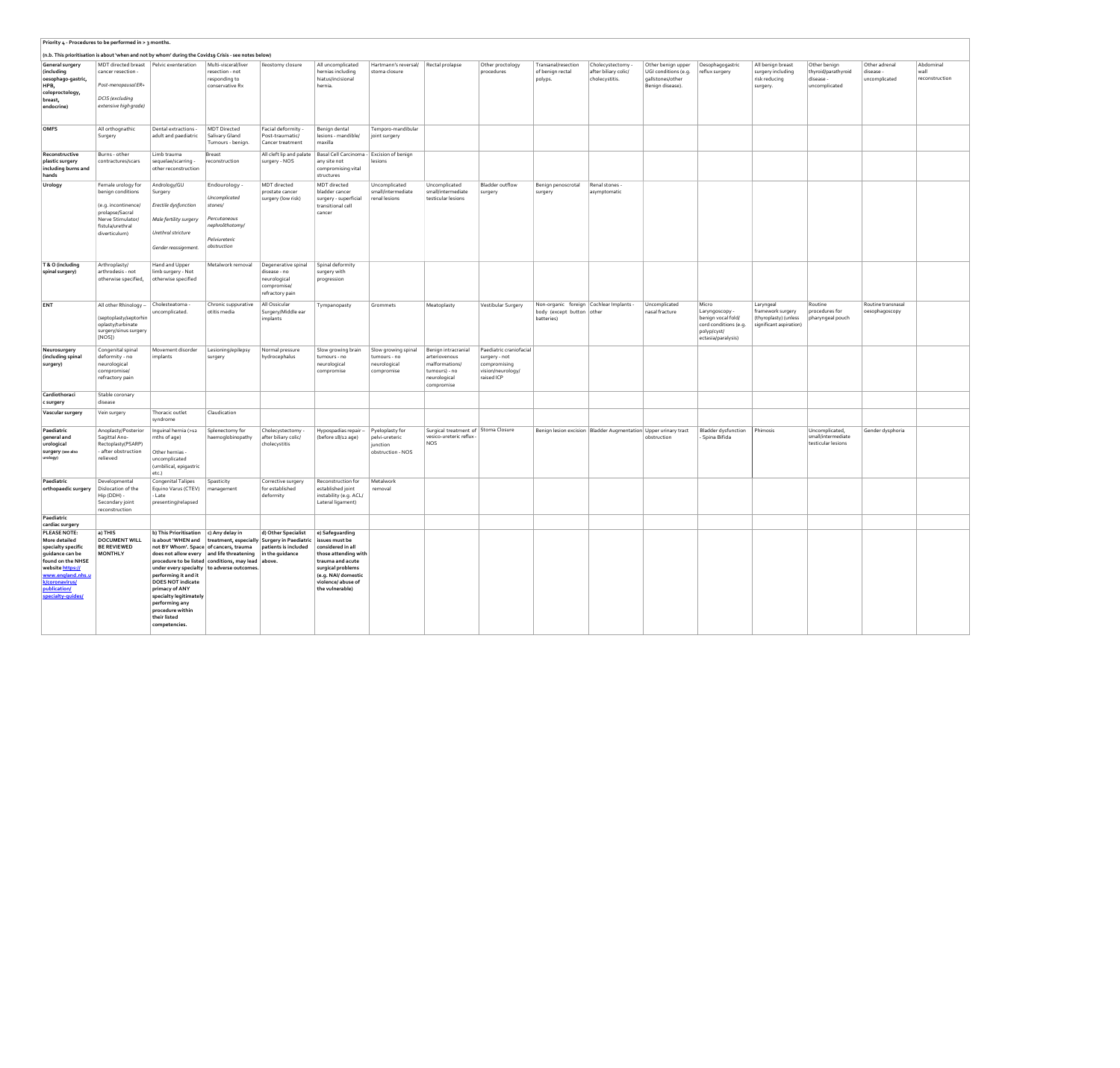**Priority 4 - Procedures to be performed in > 3 months.**

**(n.b. This prioritisation is about 'when and not by whom' during the Covid19 Crisis - see notes below)**

| | | | | | | | | | | | | | | | | | |
|---|---|---|---|---|---|---|---|---|---|---|---|---|---|---|---|---|---|
| **General surgery (including oesophago-gastric, HPB, coloproctology, breast, endocrine)** | MDT directed breast cancer resection - *Post-menopausal ER+* *DCIS (excluding extensive high grade)* | Pelvic exenteration | Multi-visceral/liver resection - not responding to conservative Rx | Ileostomy closure | All uncomplicated hernias including hiatus/incisional hernia. | Hartmann's reversal/ stoma closure | Rectal prolapse | Other proctology procedures | Transanal/resection of benign rectal polyps. | Cholecystectomy - after biliary colic/ cholecystitis. | Other benign upper UGI conditions (e.g. gallstones/other Benign disease). | Oesophagogastric reflux surgery | All benign breast surgery including risk reducing surgery. | Other benign thyroid/parathyroid disease - uncomplicated | Other adrenal disease - uncomplicated | Abdominal wall reconstruction |
| **OMFS** | All orthognathic Surgery | Dental extractions - adult and paediatric | MDT Directed Salivary Gland Tumours - benign. | Facial deformity - Post-traumatic/ Cancer treatment | Benign dental lesions - mandible/ maxilla | Temporo-mandibular joint surgery | | | | | | | | | | |
| **Reconstructive plastic surgery including burns and hands** | Burns - other contractures/scars | Limb trauma sequelae/scarring - other reconstruction | Breast reconstruction | All cleft lip and palate surgery - NOS | Basal Cell Carcinoma - any site not compromising vital structures | Excision of benign lesions | | | | | | | | | | |
| **Urology** | Female urology for benign conditions (e.g. incontinence/ prolapse/Sacral Nerve Stimulator/ fistula/urethral diverticulum) | Andrology/GU Surgery *Erectile dysfunction* *Male fertility surgery* *Urethral stricture* *Gender reassignment.* | Endourology - *Uncomplicated stones/* *Percutaneous nephrolithotomy/* *Pelviureteric obstruction* | MDT directed prostate cancer surgery (low risk) | MDT directed bladder cancer surgery - superficial transitional cell cancer | Uncomplicated small/intermediate renal lesions | Uncomplicated small/intermediate testicular lesions | Bladder outflow surgery | Benign penoscrotal surgery | Renal stones - asymptomatic | | | | | | |
| **T & O (including spinal surgery)** | Arthroplasty/ arthrodesis - not otherwise specified, | Hand and Upper limb surgery - Not otherwise specified | Metalwork removal | Degenerative spinal disease - no neurological compromise/ refractory pain | Spinal deformity surgery with progression | | | | | | | | | | | |
| **ENT** | All other Rhinology – (septoplasty/septorhinoplasty/turbinate surgery/sinus surgery [NOS]) | Cholesteatoma - uncomplicated. | Chronic suppurative otitis media | All Ossicular Surgery/Middle ear implants | Tympanoplasty | Grommets | Meatoplasty | Vestibular Surgery | Non-organic foreign body (except button batteries) | Cochlear Implants - other | Uncomplicated nasal fracture | Micro Laryngoscopy - benign vocal fold/ cord conditions (e.g. polyp/cyst/ ectasia/paralysis) | Laryngeal framework surgery (thyroplasty) (unless significant aspiration) | Routine procedures for pharyngeal pouch | Routine transnasal oesophagoscopy | |
| **Neurosurgery (including spinal surgery)** | Congenital spinal deformity - no neurological compromise/ refractory pain | Movement disorder implants | Lesioning/epilepsy surgery | Normal pressure hydrocephalus | Slow growing brain tumours - no neurological compromise | Slow growing spinal tumours - no neurological compromise | Benign intracranial arteriovenous malformations/ tumours) - no neurological compromise | Paediatric craniofacial surgery - not compromising vision/neurology/ raised ICP | | | | | | | | |
| **Cardiothoracic surgery** | Stable coronary disease | | | | | | | | | | | | | | | |
| **Vascular surgery** | Vein surgery | Thoracic outlet syndrome | Claudication | | | | | | | | | | | | | |
| **Paediatric general and urological surgery** (see also urology) | Anoplasty/Posterior Sagittal Ano-Rectoplasty(PSARP) - after obstruction relieved | Inguinal hernia (>12 mths of age) Other hernias - uncomplicated (umbilical, epigastric etc.) | Splenectomy for haemoglobinopathy | Cholecystectomy - after biliary colic/ cholecystitis | Hypospadias repair – (before 18/12 age) | Pyeloplasty for pelvi-ureteric junction obstruction - NOS | Surgical treatment of vesico-ureteric reflux - NOS | Stoma Closure | Benign lesion excision | Bladder Augmentation | Upper urinary tract obstruction | Bladder dysfunction - Spina Bifida | Phimosis | Uncomplicated, small/intermediate testicular lesions | Gender dysphoria | |
| **Paediatric orthopaedic surgery** | Developmental Dislocation of the Hip (DDH) - Secondary joint reconstruction | Congenital Talipes Equino Varus (CTEV) - Late presenting/relapsed | Spasticity management | Corrective surgery for established deformity | Reconstruction for established joint instability (e.g. ACL/ Lateral ligament) | Metalwork removal | | | | | | | | | | |
| **Paediatric cardiac surgery** | | | | | | | | | | | | | | | | |
| **PLEASE NOTE: More detailed specialty specific guidance can be found on the NHSE website [https://www.england.nhs.uk/coronavirus/publication/specialty-guides/](https://www.england.nhs.uk/coronavirus/publication/specialty-guides/)** | **a) THIS DOCUMENT WILL BE REVIEWED MONTHLY** | **b) This Prioritisation is about 'WHEN and not BY Whom'. Space does not allow every procedure to be listed under every specialty performing it and it DOES NOT indicate primacy of ANY specialty legitimately performing any procedure within their listed competencies.** | **c) Any delay in treatment, especially of cancers, trauma and life threatening conditions, may lead to adverse outcomes.** | **d) Other Specialist Surgery in Paediatric patients is included in the guidance above.** | **e) Safeguarding issues must be considered in all those attending with trauma and acute surgical problems (e.g. NAI/ domestic violence/ abuse of the vulnerable)** | | | | | | | | | | | |